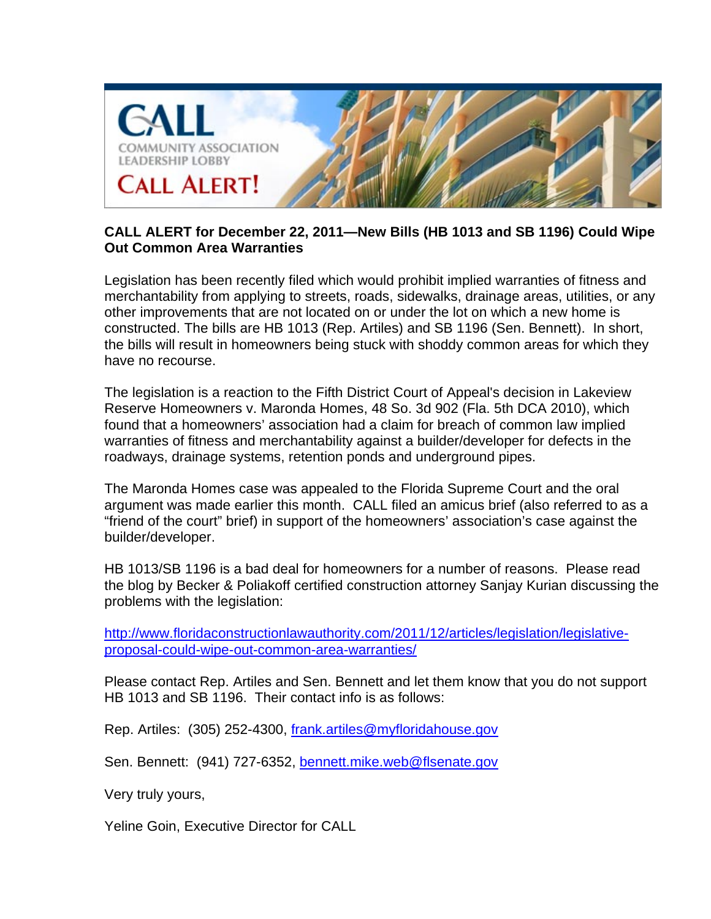**CALL ALERT for December 22, 2011—New Bills (HB 1013 and SB 1196) Could Wipe Out Common Area Warranties**

Legislation has been recently filed which would prohibit implied warranties of fitness and merchantability from applying to streets, roads, sidewalks, drainage areas, utilities, or any other improvements that are not located on or under the lot on which a new home is constructed. The bills are HB 1013 (Rep. Artiles) and SB 1196 (Sen. Bennett). In short, the bills will result in homeowners being stuck with shoddy common areas for which they have no recourse.

The legislation is a reaction to the Fifth District Court of Appeal's decision in Lakeview Reserve Homeowners v. Maronda Homes, 48 So. 3d 902 (Fla. 5th DCA 2010), which found that a homeowners' association had a claim for breach of common law implied warranties of fitness and merchantability against a builder/developer for defects in the roadways, drainage systems, retention ponds and underground pipes.

The Maronda Homes case was appealed to the Florida Supreme Court and the oral argument was made earlier this month. CALL filed an amicus brief (also referred to as a "friend of the court" brief) in support of the homeowners' association's case against the builder/developer.

HB 1013/SB 1196 is a bad deal for homeowners for a number of reasons. Please read the blog by Becker & Poliakoff certified construction attorney Sanjay Kurian discussing the problems with the legislation:

http://www.floridaconstructionlawauthority.com/2011/12/articles/legislation/legislative-proposal-could-wipe-out-common-area-warranties/

Please contact Rep. Artiles and Sen. Bennett and let them know that you do not support HB 1013 and SB 1196. Their contact info is as follows:

Rep. Artiles: (305) 252-4300, frank.artiles@myfloridahouse.gov

Sen. Bennett: (941) 727-6352, bennett.mike.web@flsenate.gov

Very truly yours,

Yeline Goin, Executive Director for CALL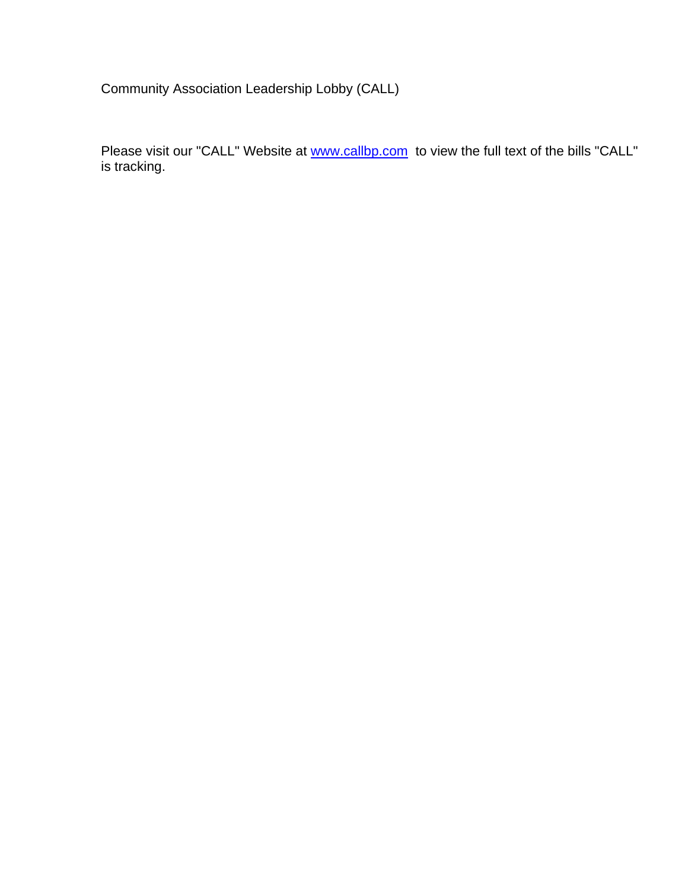Community Association Leadership Lobby (CALL)

Please visit our "CALL" Website at [www.callbp.com](http://www.callbp.com) to view the full text of the bills "CALL" is tracking.